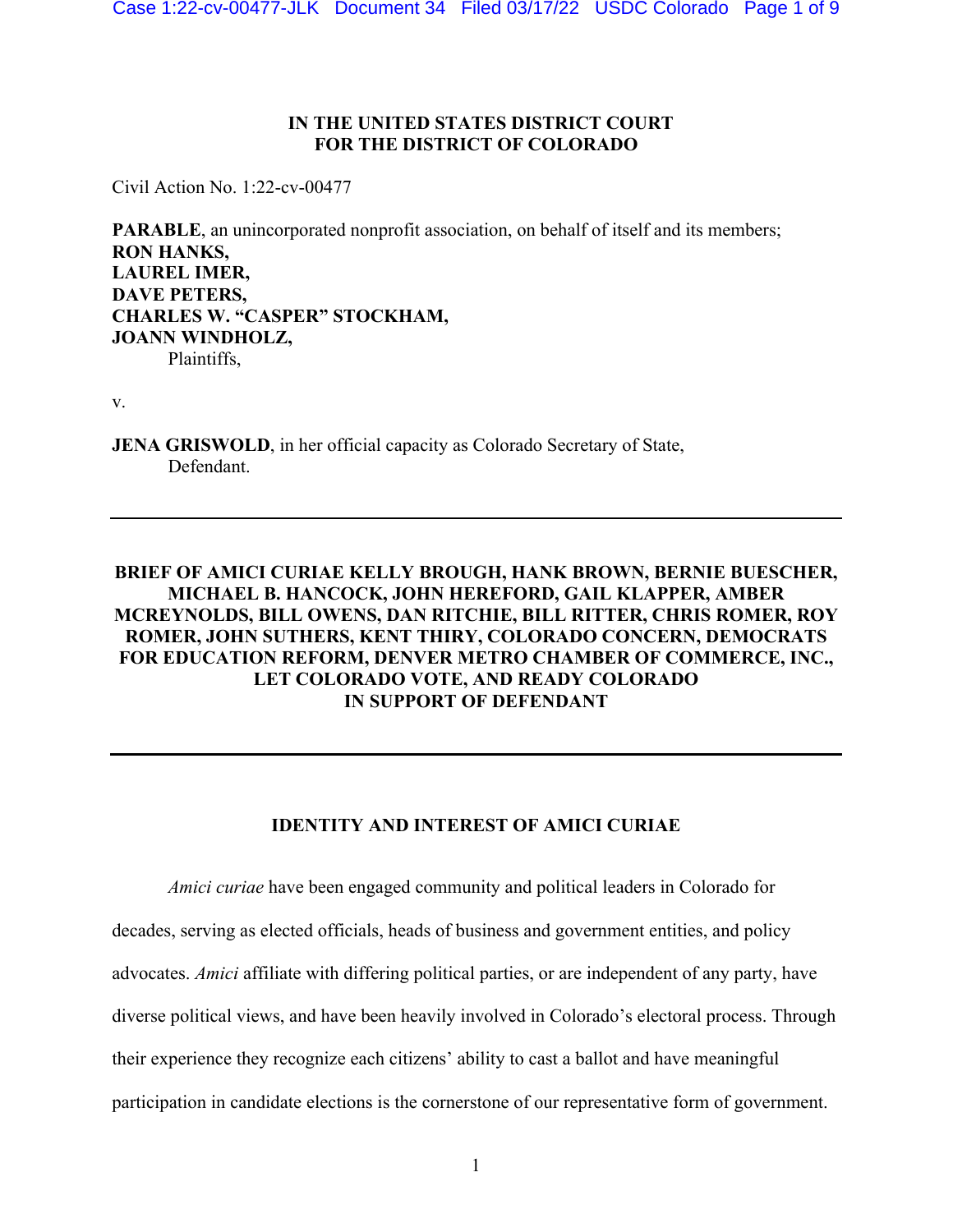IN THE UNITED STATES DISTRICT COURT
FOR THE DISTRICT OF COLORADO

Civil Action No. 1:22-cv-00477

**PARABLE**, an unincorporated nonprofit association, on behalf of itself and its members;
**RON HANKS,**
**LAUREL IMER,**
**DAVE PETERS,**
**CHARLES W. "CASPER" STOCKHAM,**
**JOANN WINDHOLZ,**
Plaintiffs,

v.

**JENA GRISWOLD**, in her official capacity as Colorado Secretary of State,
Defendant.

---

**BRIEF OF AMICI CURIAE KELLY BROUGH, HANK BROWN, BERNIE BUESCHER, MICHAEL B. HANCOCK, JOHN HEREFORD, GAIL KLAPPER, AMBER MCREYNOLDS, BILL OWENS, DAN RITCHIE, BILL RITTER, CHRIS ROMER, ROY ROMER, JOHN SUTHERS, KENT THIRY, COLORADO CONCERN, DEMOCRATS FOR EDUCATION REFORM, DENVER METRO CHAMBER OF COMMERCE, INC., LET COLORADO VOTE, AND READY COLORADO IN SUPPORT OF DEFENDANT**

---

## IDENTITY AND INTEREST OF AMICI CURIAE

*Amici curiae* have been engaged community and political leaders in Colorado for decades, serving as elected officials, heads of business and government entities, and policy advocates. *Amici* affiliate with differing political parties, or are independent of any party, have diverse political views, and have been heavily involved in Colorado's electoral process. Through their experience they recognize each citizens' ability to cast a ballot and have meaningful participation in candidate elections is the cornerstone of our representative form of government.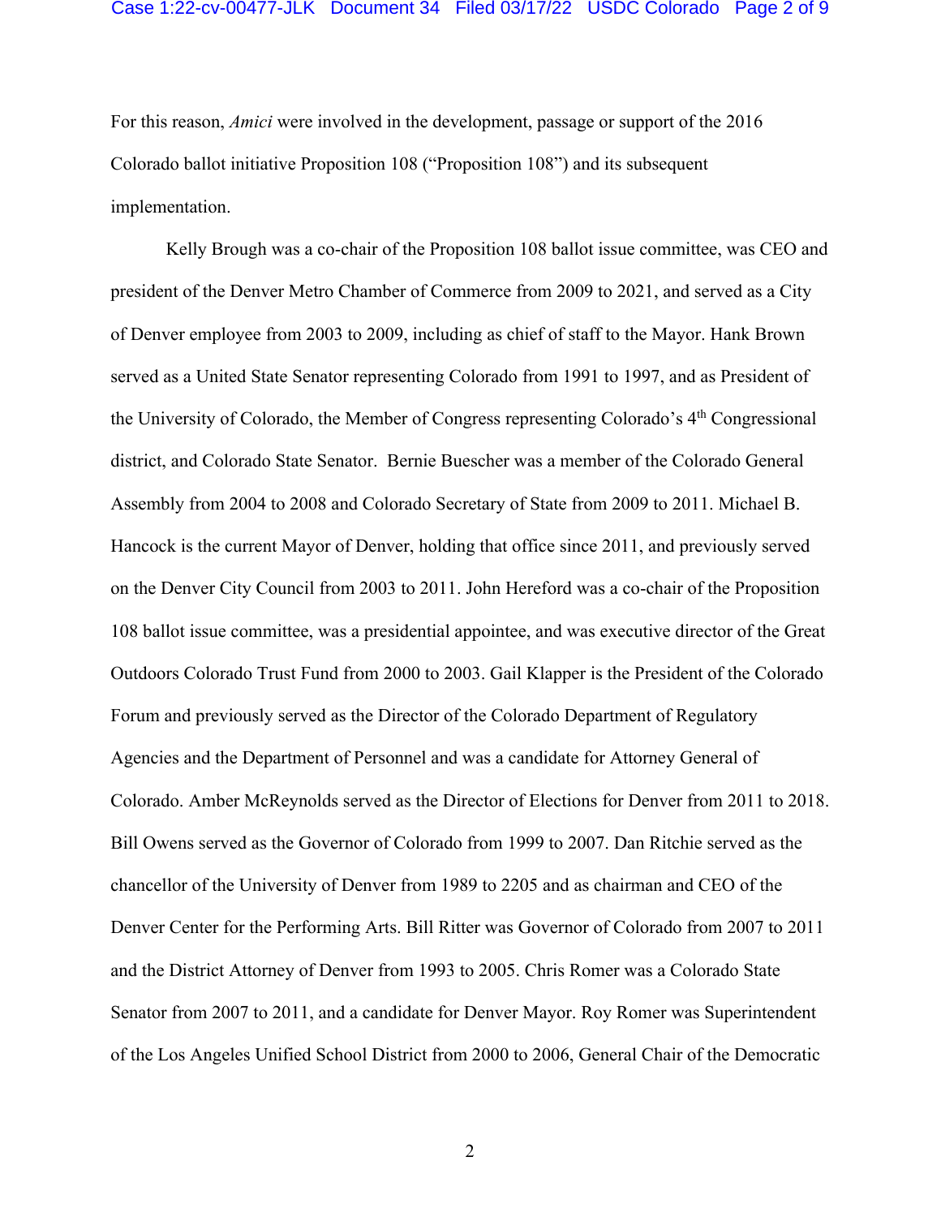For this reason, *Amici* were involved in the development, passage or support of the 2016 Colorado ballot initiative Proposition 108 ("Proposition 108") and its subsequent implementation.

Kelly Brough was a co-chair of the Proposition 108 ballot issue committee, was CEO and president of the Denver Metro Chamber of Commerce from 2009 to 2021, and served as a City of Denver employee from 2003 to 2009, including as chief of staff to the Mayor. Hank Brown served as a United State Senator representing Colorado from 1991 to 1997, and as President of the University of Colorado, the Member of Congress representing Colorado's 4th Congressional district, and Colorado State Senator. Bernie Buescher was a member of the Colorado General Assembly from 2004 to 2008 and Colorado Secretary of State from 2009 to 2011. Michael B. Hancock is the current Mayor of Denver, holding that office since 2011, and previously served on the Denver City Council from 2003 to 2011. John Hereford was a co-chair of the Proposition 108 ballot issue committee, was a presidential appointee, and was executive director of the Great Outdoors Colorado Trust Fund from 2000 to 2003. Gail Klapper is the President of the Colorado Forum and previously served as the Director of the Colorado Department of Regulatory Agencies and the Department of Personnel and was a candidate for Attorney General of Colorado. Amber McReynolds served as the Director of Elections for Denver from 2011 to 2018. Bill Owens served as the Governor of Colorado from 1999 to 2007. Dan Ritchie served as the chancellor of the University of Denver from 1989 to 2205 and as chairman and CEO of the Denver Center for the Performing Arts. Bill Ritter was Governor of Colorado from 2007 to 2011 and the District Attorney of Denver from 1993 to 2005. Chris Romer was a Colorado State Senator from 2007 to 2011, and a candidate for Denver Mayor. Roy Romer was Superintendent of the Los Angeles Unified School District from 2000 to 2006, General Chair of the Democratic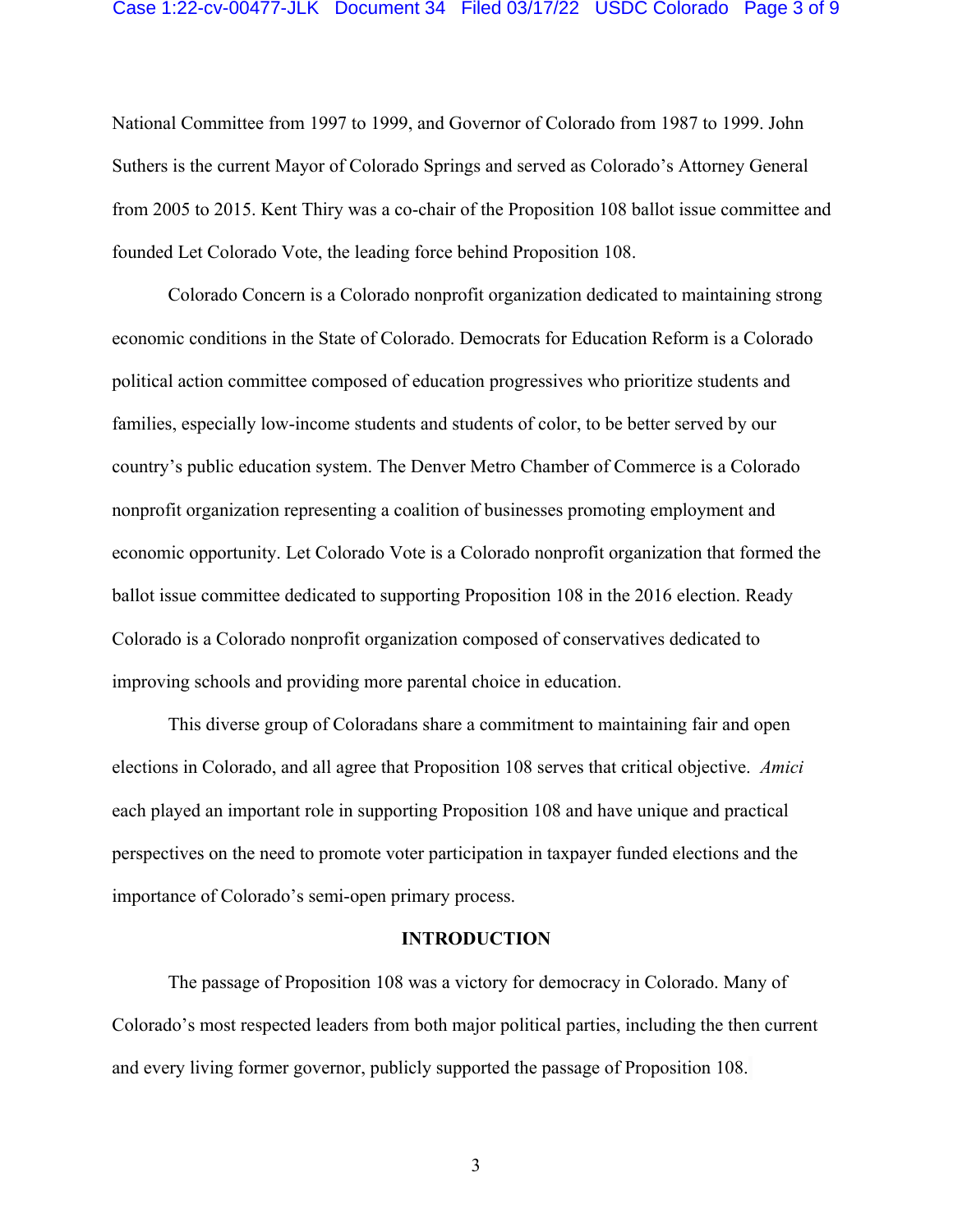National Committee from 1997 to 1999, and Governor of Colorado from 1987 to 1999. John Suthers is the current Mayor of Colorado Springs and served as Colorado's Attorney General from 2005 to 2015. Kent Thiry was a co-chair of the Proposition 108 ballot issue committee and founded Let Colorado Vote, the leading force behind Proposition 108.

Colorado Concern is a Colorado nonprofit organization dedicated to maintaining strong economic conditions in the State of Colorado. Democrats for Education Reform is a Colorado political action committee composed of education progressives who prioritize students and families, especially low-income students and students of color, to be better served by our country's public education system. The Denver Metro Chamber of Commerce is a Colorado nonprofit organization representing a coalition of businesses promoting employment and economic opportunity. Let Colorado Vote is a Colorado nonprofit organization that formed the ballot issue committee dedicated to supporting Proposition 108 in the 2016 election. Ready Colorado is a Colorado nonprofit organization composed of conservatives dedicated to improving schools and providing more parental choice in education.

This diverse group of Coloradans share a commitment to maintaining fair and open elections in Colorado, and all agree that Proposition 108 serves that critical objective. *Amici* each played an important role in supporting Proposition 108 and have unique and practical perspectives on the need to promote voter participation in taxpayer funded elections and the importance of Colorado's semi-open primary process.

## INTRODUCTION

The passage of Proposition 108 was a victory for democracy in Colorado. Many of Colorado's most respected leaders from both major political parties, including the then current and every living former governor, publicly supported the passage of Proposition 108.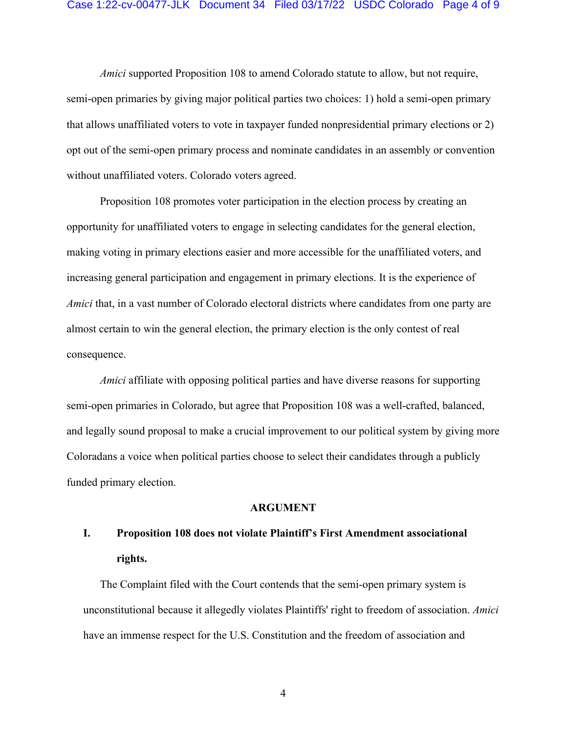*Amici* supported Proposition 108 to amend Colorado statute to allow, but not require, semi-open primaries by giving major political parties two choices: 1) hold a semi-open primary that allows unaffiliated voters to vote in taxpayer funded nonpresidential primary elections or 2) opt out of the semi-open primary process and nominate candidates in an assembly or convention without unaffiliated voters. Colorado voters agreed.

Proposition 108 promotes voter participation in the election process by creating an opportunity for unaffiliated voters to engage in selecting candidates for the general election, making voting in primary elections easier and more accessible for the unaffiliated voters, and increasing general participation and engagement in primary elections. It is the experience of *Amici* that, in a vast number of Colorado electoral districts where candidates from one party are almost certain to win the general election, the primary election is the only contest of real consequence.

*Amici* affiliate with opposing political parties and have diverse reasons for supporting semi-open primaries in Colorado, but agree that Proposition 108 was a well-crafted, balanced, and legally sound proposal to make a crucial improvement to our political system by giving more Coloradans a voice when political parties choose to select their candidates through a publicly funded primary election.

## ARGUMENT

### I. Proposition 108 does not violate Plaintiff's First Amendment associational rights.

The Complaint filed with the Court contends that the semi-open primary system is unconstitutional because it allegedly violates Plaintiffs' right to freedom of association. *Amici* have an immense respect for the U.S. Constitution and the freedom of association and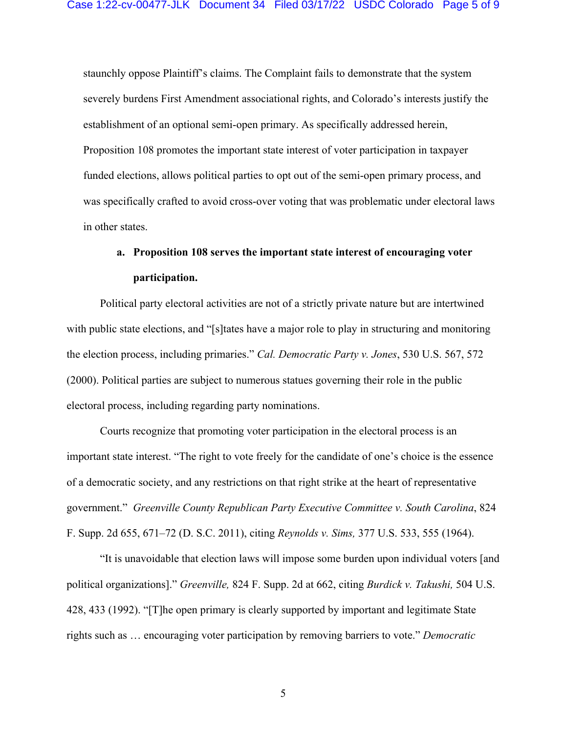staunchly oppose Plaintiff's claims. The Complaint fails to demonstrate that the system severely burdens First Amendment associational rights, and Colorado's interests justify the establishment of an optional semi-open primary. As specifically addressed herein, Proposition 108 promotes the important state interest of voter participation in taxpayer funded elections, allows political parties to opt out of the semi-open primary process, and was specifically crafted to avoid cross-over voting that was problematic under electoral laws in other states.

**a. Proposition 108 serves the important state interest of encouraging voter participation.**

Political party electoral activities are not of a strictly private nature but are intertwined with public state elections, and "[s]tates have a major role to play in structuring and monitoring the election process, including primaries." *Cal. Democratic Party v. Jones*, 530 U.S. 567, 572 (2000). Political parties are subject to numerous statues governing their role in the public electoral process, including regarding party nominations.

Courts recognize that promoting voter participation in the electoral process is an important state interest. "The right to vote freely for the candidate of one's choice is the essence of a democratic society, and any restrictions on that right strike at the heart of representative government." *Greenville County Republican Party Executive Committee v. South Carolina*, 824 F. Supp. 2d 655, 671–72 (D. S.C. 2011), citing *Reynolds v. Sims,* 377 U.S. 533, 555 (1964).

"It is unavoidable that election laws will impose some burden upon individual voters [and political organizations]." *Greenville,* 824 F. Supp. 2d at 662, citing *Burdick v. Takushi,* 504 U.S. 428, 433 (1992). "[T]he open primary is clearly supported by important and legitimate State rights such as … encouraging voter participation by removing barriers to vote." *Democratic*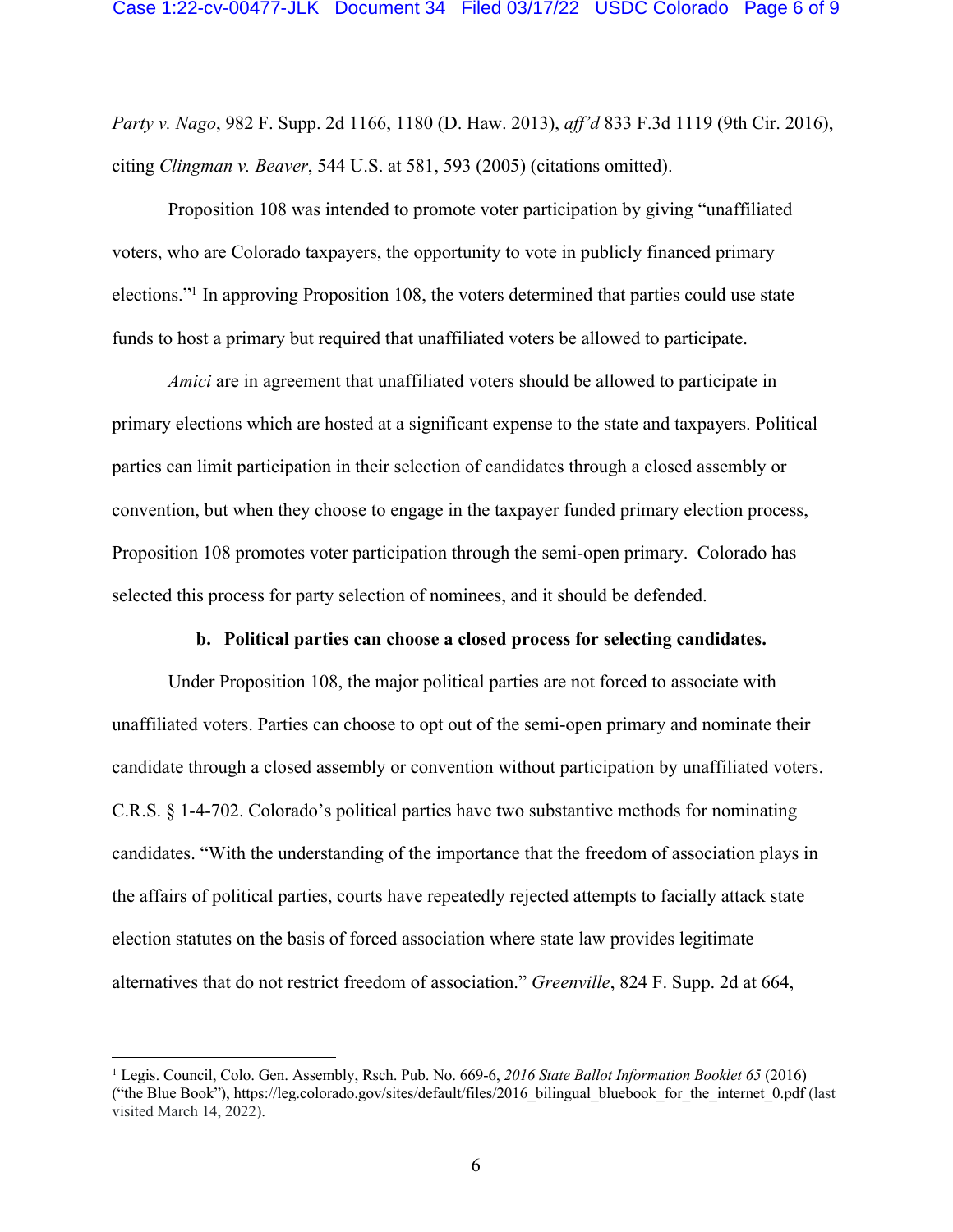*Party v. Nago*, 982 F. Supp. 2d 1166, 1180 (D. Haw. 2013), *aff'd* 833 F.3d 1119 (9th Cir. 2016), citing *Clingman v. Beaver*, 544 U.S. at 581, 593 (2005) (citations omitted).

Proposition 108 was intended to promote voter participation by giving "unaffiliated voters, who are Colorado taxpayers, the opportunity to vote in publicly financed primary elections."[1] In approving Proposition 108, the voters determined that parties could use state funds to host a primary but required that unaffiliated voters be allowed to participate.

*Amici* are in agreement that unaffiliated voters should be allowed to participate in primary elections which are hosted at a significant expense to the state and taxpayers. Political parties can limit participation in their selection of candidates through a closed assembly or convention, but when they choose to engage in the taxpayer funded primary election process, Proposition 108 promotes voter participation through the semi-open primary. Colorado has selected this process for party selection of nominees, and it should be defended.

**b. Political parties can choose a closed process for selecting candidates.**

Under Proposition 108, the major political parties are not forced to associate with unaffiliated voters. Parties can choose to opt out of the semi-open primary and nominate their candidate through a closed assembly or convention without participation by unaffiliated voters. C.R.S. § 1-4-702. Colorado's political parties have two substantive methods for nominating candidates. "With the understanding of the importance that the freedom of association plays in the affairs of political parties, courts have repeatedly rejected attempts to facially attack state election statutes on the basis of forced association where state law provides legitimate alternatives that do not restrict freedom of association." *Greenville*, 824 F. Supp. 2d at 664,

[1] Legis. Council, Colo. Gen. Assembly, Rsch. Pub. No. 669-6, *2016 State Ballot Information Booklet 65* (2016) ("the Blue Book"), https://leg.colorado.gov/sites/default/files/2016_bilingual_bluebook_for_the_internet_0.pdf (last visited March 14, 2022).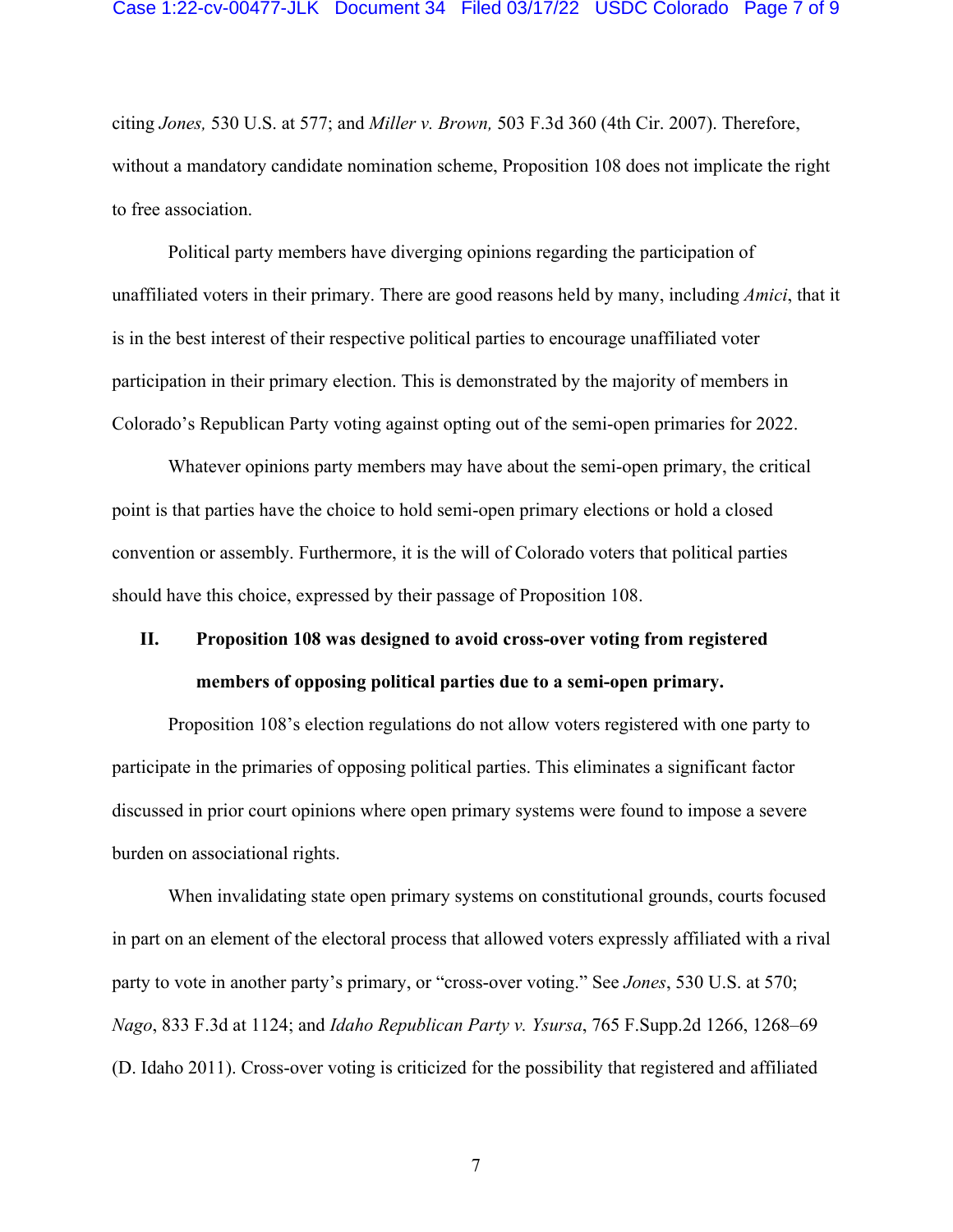citing *Jones,* 530 U.S. at 577; and *Miller v. Brown,* 503 F.3d 360 (4th Cir. 2007). Therefore, without a mandatory candidate nomination scheme, Proposition 108 does not implicate the right to free association.

Political party members have diverging opinions regarding the participation of unaffiliated voters in their primary. There are good reasons held by many, including *Amici*, that it is in the best interest of their respective political parties to encourage unaffiliated voter participation in their primary election. This is demonstrated by the majority of members in Colorado's Republican Party voting against opting out of the semi-open primaries for 2022.

Whatever opinions party members may have about the semi-open primary, the critical point is that parties have the choice to hold semi-open primary elections or hold a closed convention or assembly. Furthermore, it is the will of Colorado voters that political parties should have this choice, expressed by their passage of Proposition 108.

## II. Proposition 108 was designed to avoid cross-over voting from registered members of opposing political parties due to a semi-open primary.

Proposition 108's election regulations do not allow voters registered with one party to participate in the primaries of opposing political parties. This eliminates a significant factor discussed in prior court opinions where open primary systems were found to impose a severe burden on associational rights.

When invalidating state open primary systems on constitutional grounds, courts focused in part on an element of the electoral process that allowed voters expressly affiliated with a rival party to vote in another party's primary, or "cross-over voting." See *Jones*, 530 U.S. at 570; *Nago*, 833 F.3d at 1124; and *Idaho Republican Party v. Ysursa*, 765 F.Supp.2d 1266, 1268–69 (D. Idaho 2011). Cross-over voting is criticized for the possibility that registered and affiliated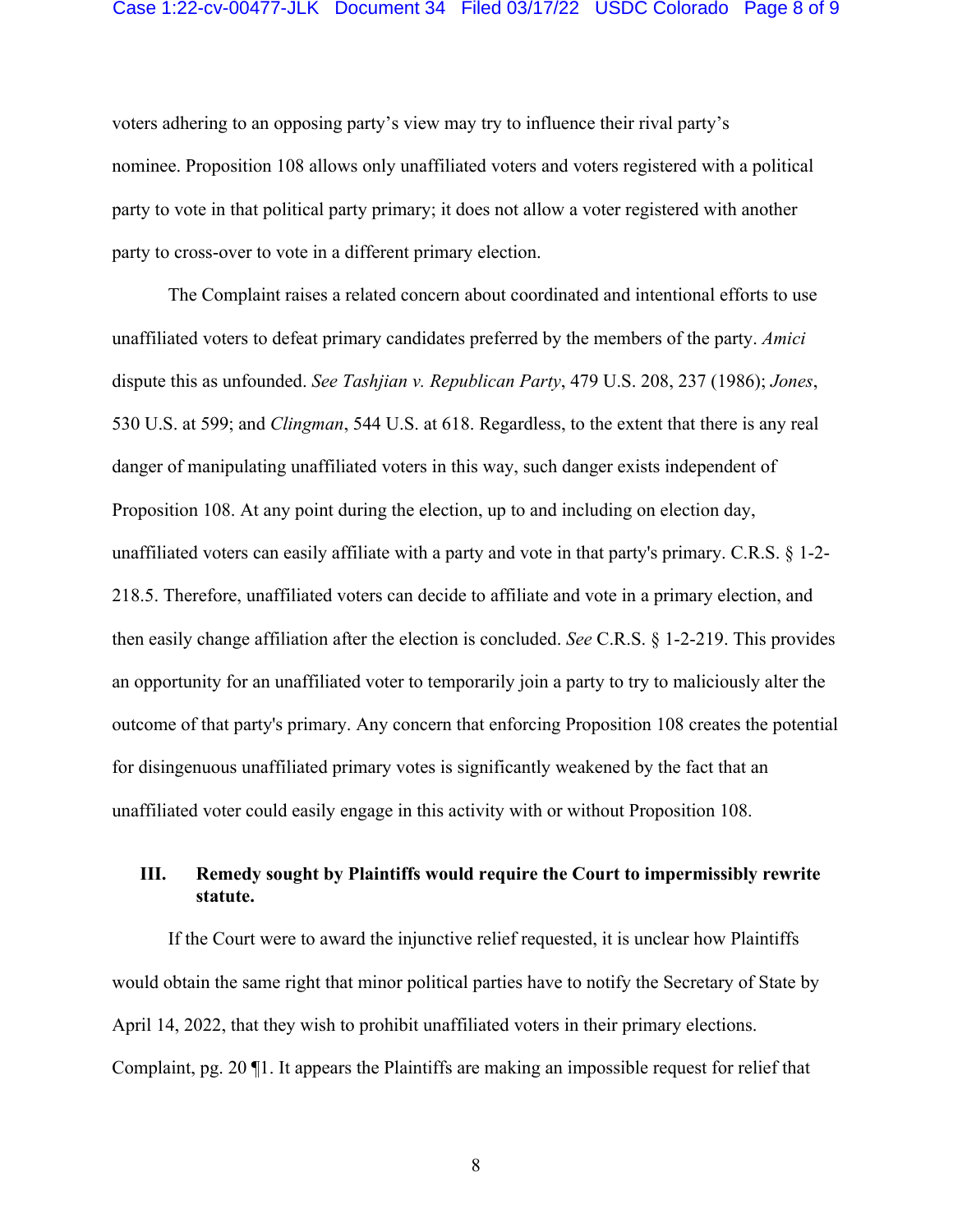voters adhering to an opposing party's view may try to influence their rival party's nominee. Proposition 108 allows only unaffiliated voters and voters registered with a political party to vote in that political party primary; it does not allow a voter registered with another party to cross-over to vote in a different primary election.

The Complaint raises a related concern about coordinated and intentional efforts to use unaffiliated voters to defeat primary candidates preferred by the members of the party. *Amici* dispute this as unfounded. *See Tashjian v. Republican Party*, 479 U.S. 208, 237 (1986); *Jones*, 530 U.S. at 599; and *Clingman*, 544 U.S. at 618. Regardless, to the extent that there is any real danger of manipulating unaffiliated voters in this way, such danger exists independent of Proposition 108. At any point during the election, up to and including on election day, unaffiliated voters can easily affiliate with a party and vote in that party's primary. C.R.S. § 1-2-218.5. Therefore, unaffiliated voters can decide to affiliate and vote in a primary election, and then easily change affiliation after the election is concluded. *See* C.R.S. § 1-2-219. This provides an opportunity for an unaffiliated voter to temporarily join a party to try to maliciously alter the outcome of that party's primary. Any concern that enforcing Proposition 108 creates the potential for disingenuous unaffiliated primary votes is significantly weakened by the fact that an unaffiliated voter could easily engage in this activity with or without Proposition 108.

### III. Remedy sought by Plaintiffs would require the Court to impermissibly rewrite statute.

If the Court were to award the injunctive relief requested, it is unclear how Plaintiffs would obtain the same right that minor political parties have to notify the Secretary of State by April 14, 2022, that they wish to prohibit unaffiliated voters in their primary elections. Complaint, pg. 20 ¶1. It appears the Plaintiffs are making an impossible request for relief that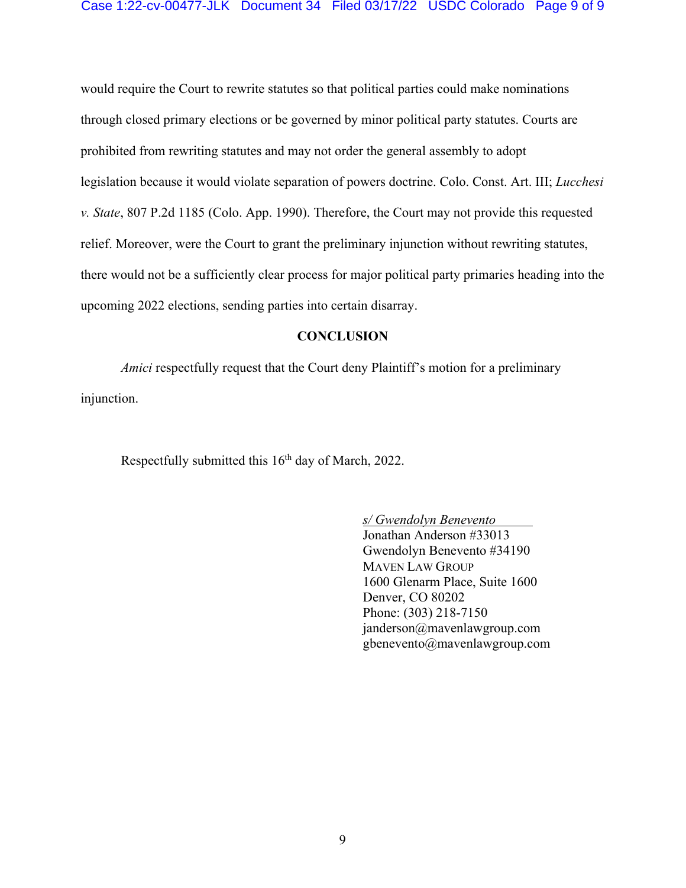would require the Court to rewrite statutes so that political parties could make nominations through closed primary elections or be governed by minor political party statutes. Courts are prohibited from rewriting statutes and may not order the general assembly to adopt legislation because it would violate separation of powers doctrine. Colo. Const. Art. III; *Lucchesi v. State*, 807 P.2d 1185 (Colo. App. 1990). Therefore, the Court may not provide this requested relief. Moreover, were the Court to grant the preliminary injunction without rewriting statutes, there would not be a sufficiently clear process for major political party primaries heading into the upcoming 2022 elections, sending parties into certain disarray.

**CONCLUSION**

*Amici* respectfully request that the Court deny Plaintiff's motion for a preliminary injunction.

Respectfully submitted this 16th day of March, 2022.

*s/ Gwendolyn Benevento*
Jonathan Anderson #33013
Gwendolyn Benevento #34190
MAVEN LAW GROUP
1600 Glenarm Place, Suite 1600
Denver, CO 80202
Phone: (303) 218-7150
janderson@mavenlawgroup.com
gbenevento@mavenlawgroup.com